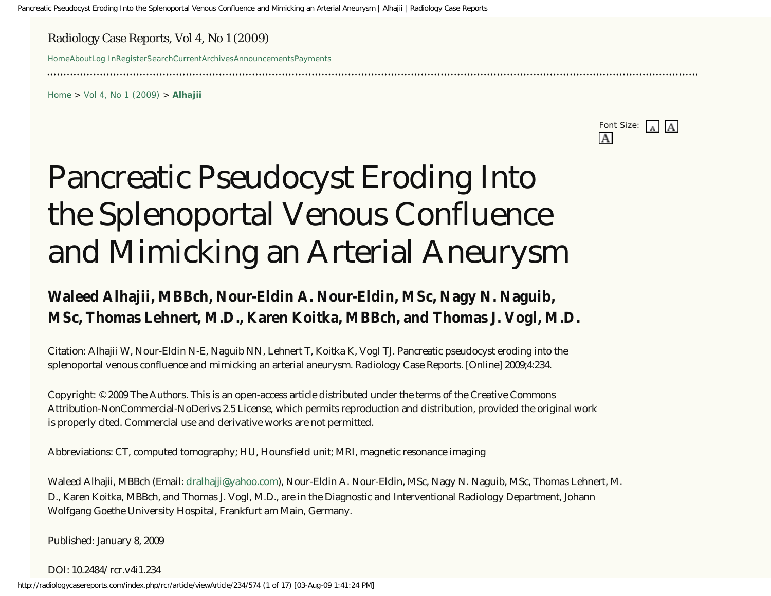Radiology Case Reports, Vol 4, No 1 (2009)

# Pancreatic Pseudocyst Eroding Into the Splenoportal Venous Confluence and Mimicking an Arterial Aneurysm

**Waleed Alhajii, MBBch, Nour-Eldin A. Nour-Eldin, MSc, Nagy N. Naguib, MSc, Thomas Lehnert, M.D., Karen Koitka, MBBch, and Thomas J. Vogl, M.D.**

Citation: Alhajii W, Nour-Eldin N-E, Naguib NN, Lehnert T, Koitka K, Vogl TJ. Pancreatic pseudocyst eroding into the splenoportal venous confluence and mimicking an arterial aneurysm. Radiology Case Reports. [Online] 2009;4:234.

Copyright: © 2009 The Authors. This is an open-access article distributed under the terms of the Creative Commons Attribution-NonCommercial-NoDerivs 2.5 License, which permits reproduction and distribution, provided the original work is properly cited. Commercial use and derivative works are not permitted.

Abbreviations: CT, computed tomography; HU, Hounsfield unit; MRI, magnetic resonance imaging

Waleed Alhajii, MBBch (Email: dralhajji@yahoo.com), Nour-Eldin A. Nour-Eldin, MSc, Nagy N. Naguib, MSc, Thomas Lehnert, M.D., Karen Koitka, MBBch, and Thomas J. Vogl, M.D., are in the Diagnostic and Interventional Radiology Department, Johann Wolfgang Goethe University Hospital, Frankfurt am Main, Germany.

Published: January 8, 2009

DOI: 10.2484/rcr.v4i1.234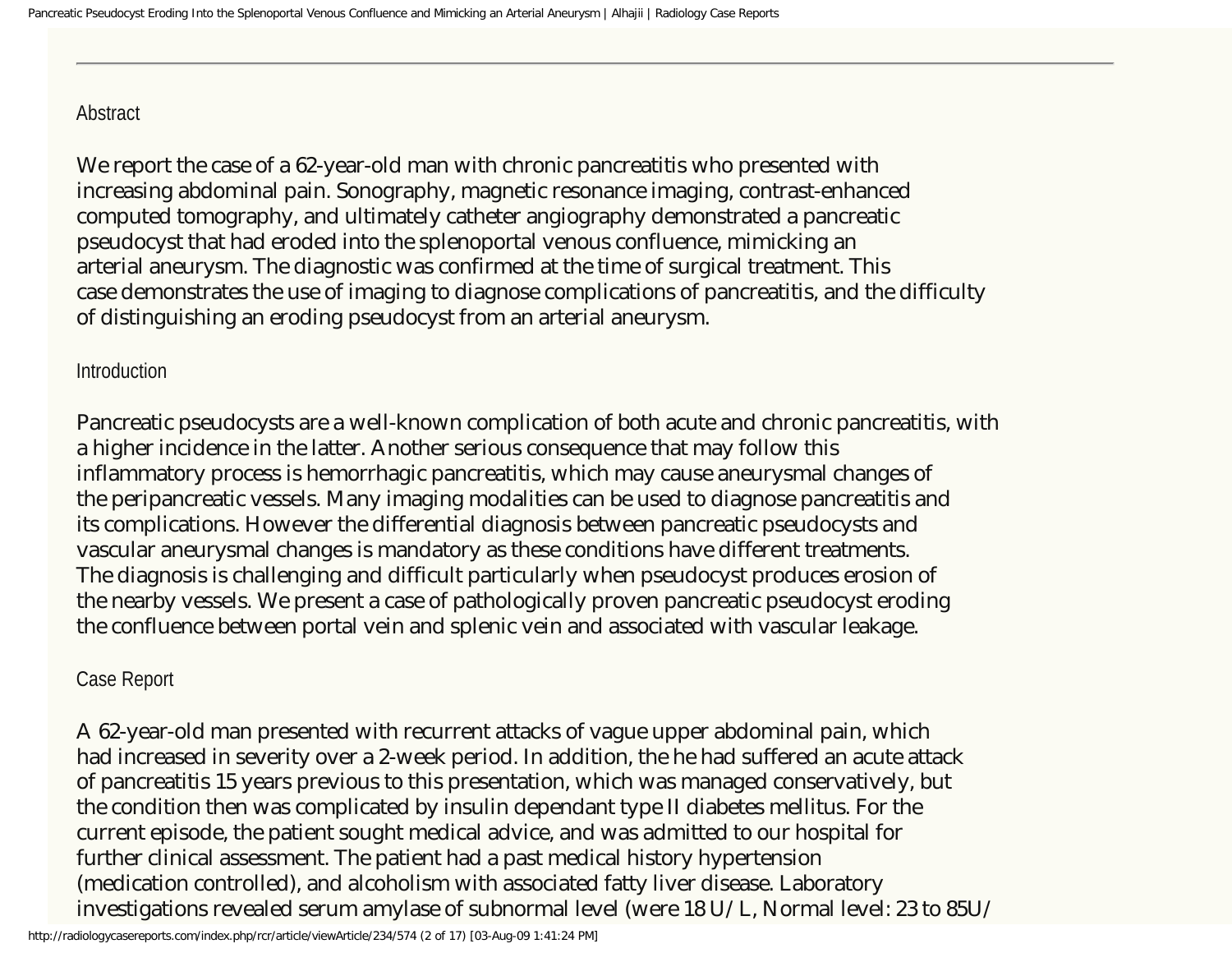## Abstract

We report the case of a 62-year-old man with chronic pancreatitis who presented with increasing abdominal pain. Sonography, magnetic resonance imaging, contrast-enhanced computed tomography, and ultimately catheter angiography demonstrated a pancreatic pseudocyst that had eroded into the splenoportal venous confluence, mimicking an arterial aneurysm. The diagnostic was confirmed at the time of surgical treatment. This case demonstrates the use of imaging to diagnose complications of pancreatitis, and the difficulty of distinguishing an eroding pseudocyst from an arterial aneurysm.

## Introduction

Pancreatic pseudocysts are a well-known complication of both acute and chronic pancreatitis, with a higher incidence in the latter. Another serious consequence that may follow this inflammatory process is hemorrhagic pancreatitis, which may cause aneurysmal changes of the peripancreatic vessels. Many imaging modalities can be used to diagnose pancreatitis and its complications. However the differential diagnosis between pancreatic pseudocysts and vascular aneurysmal changes is mandatory as these conditions have different treatments. The diagnosis is challenging and difficult particularly when pseudocyst produces erosion of the nearby vessels. We present a case of pathologically proven pancreatic pseudocyst eroding the confluence between portal vein and splenic vein and associated with vascular leakage.

## Case Report

A 62-year-old man presented with recurrent attacks of vague upper abdominal pain, which had increased in severity over a 2-week period. In addition, the he had suffered an acute attack of pancreatitis 15 years previous to this presentation, which was managed conservatively, but the condition then was complicated by insulin dependant type II diabetes mellitus. For the current episode, the patient sought medical advice, and was admitted to our hospital for further clinical assessment. The patient had a past medical history hypertension (medication controlled), and alcoholism with associated fatty liver disease. Laboratory investigations revealed serum amylase of subnormal level (were 18 U/L, Normal level: 23 to 85U/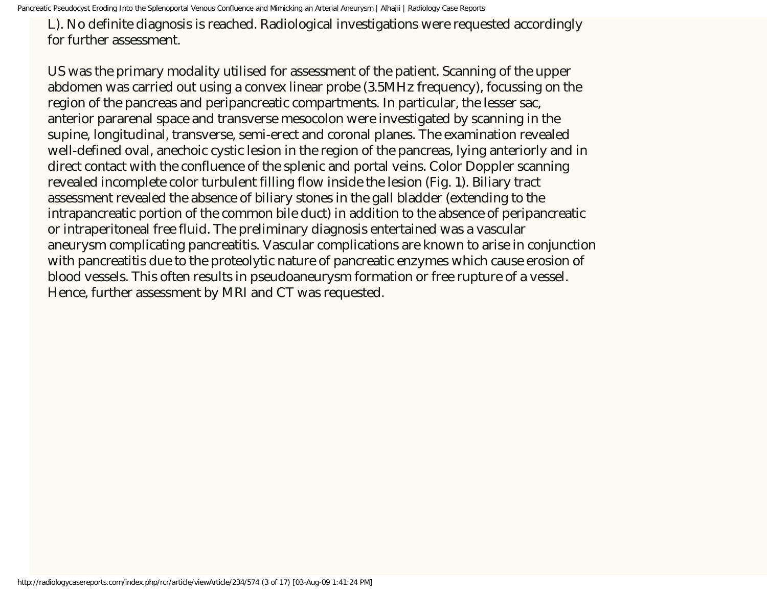L). No definite diagnosis is reached. Radiological investigations were requested accordingly for further assessment.

US was the primary modality utilised for assessment of the patient. Scanning of the upper abdomen was carried out using a convex linear probe (3.5MHz frequency), focussing on the region of the pancreas and peripancreatic compartments. In particular, the lesser sac, anterior pararenal space and transverse mesocolon were investigated by scanning in the supine, longitudinal, transverse, semi-erect and coronal planes. The examination revealed well-defined oval, anechoic cystic lesion in the region of the pancreas, lying anteriorly and in direct contact with the confluence of the splenic and portal veins. Color Doppler scanning revealed incomplete color turbulent filling flow inside the lesion (Fig. 1). Biliary tract assessment revealed the absence of biliary stones in the gall bladder (extending to the intrapancreatic portion of the common bile duct) in addition to the absence of peripancreatic or intraperitoneal free fluid. The preliminary diagnosis entertained was a vascular aneurysm complicating pancreatitis. Vascular complications are known to arise in conjunction with pancreatitis due to the proteolytic nature of pancreatic enzymes which cause erosion of blood vessels. This often results in pseudoaneurysm formation or free rupture of a vessel. Hence, further assessment by MRI and CT was requested.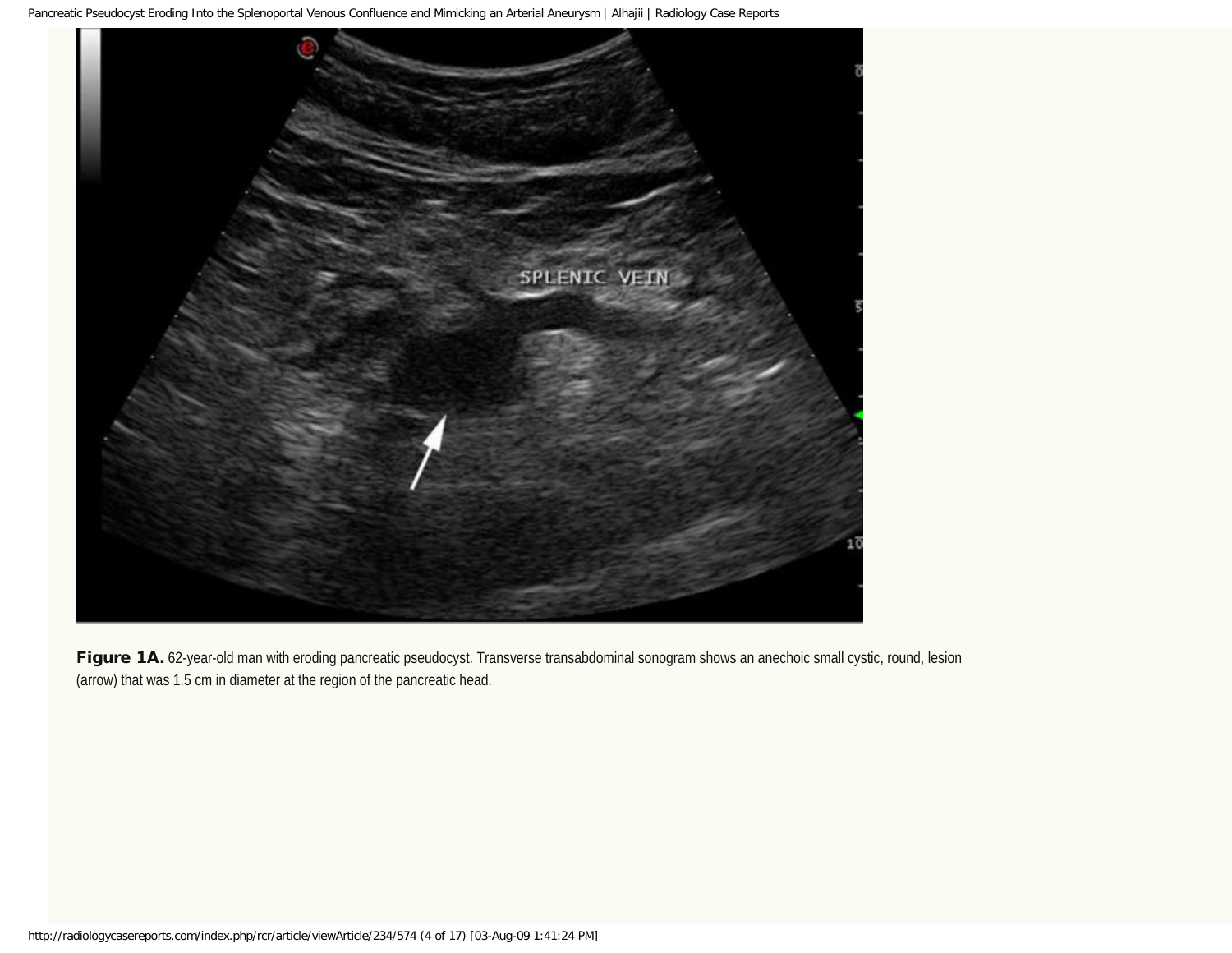**Figure 1A.** 62-year-old man with eroding pancreatic pseudocyst. Transverse transabdominal sonogram shows an anechoic small cystic, round, lesion (arrow) that was 1.5 cm in diameter at the region of the pancreatic head.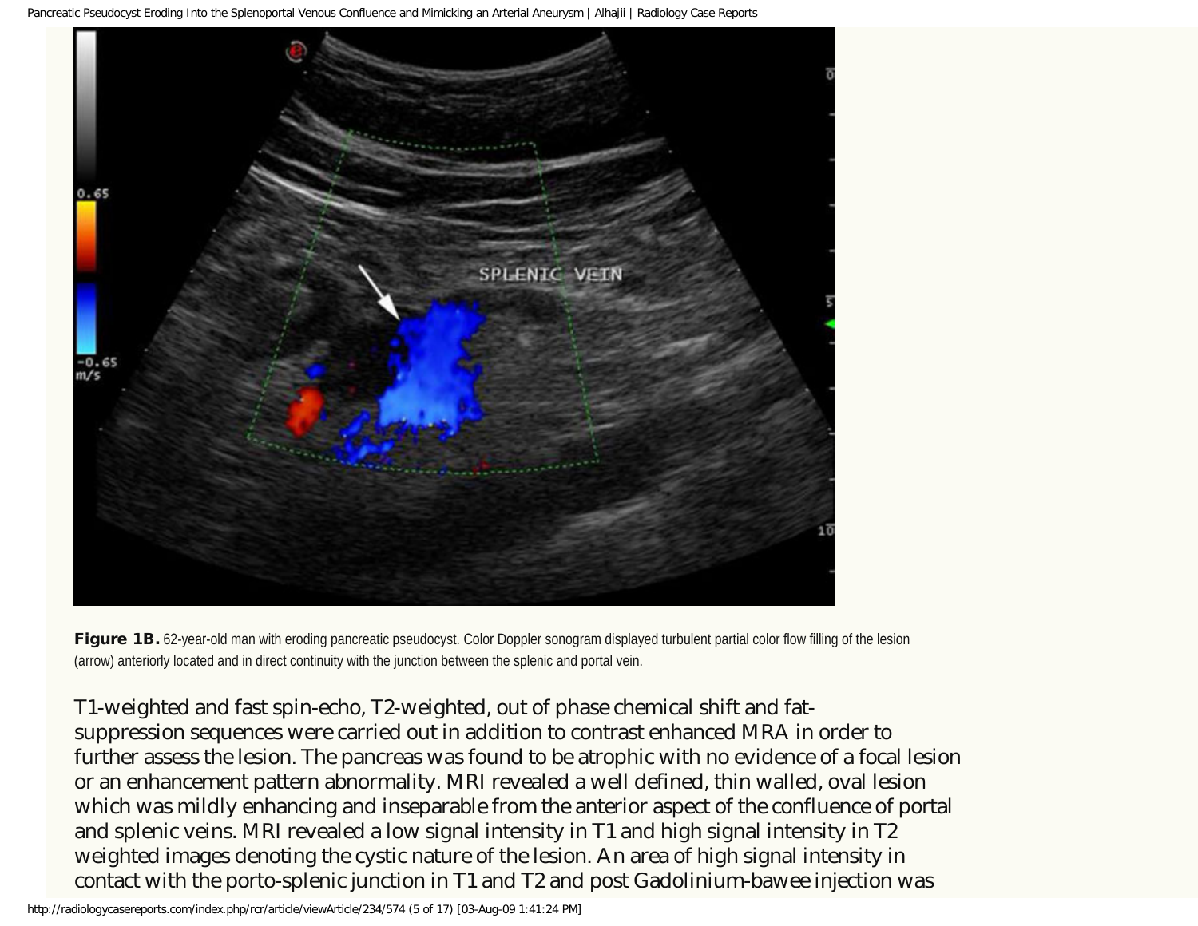**Figure 1B.** 62-year-old man with eroding pancreatic pseudocyst. Color Doppler sonogram displayed turbulent partial color flow filling of the lesion (arrow) anteriorly located and in direct continuity with the junction between the splenic and portal vein.

T1-weighted and fast spin-echo, T2-weighted, out of phase chemical shift and fat-suppression sequences were carried out in addition to contrast enhanced MRA in order to further assess the lesion. The pancreas was found to be atrophic with no evidence of a focal lesion or an enhancement pattern abnormality. MRI revealed a well defined, thin walled, oval lesion which was mildly enhancing and inseparable from the anterior aspect of the confluence of portal and splenic veins. MRI revealed a low signal intensity in T1 and high signal intensity in T2 weighted images denoting the cystic nature of the lesion. An area of high signal intensity in contact with the porto-splenic junction in T1 and T2 and post Gadolinium-bawee injection was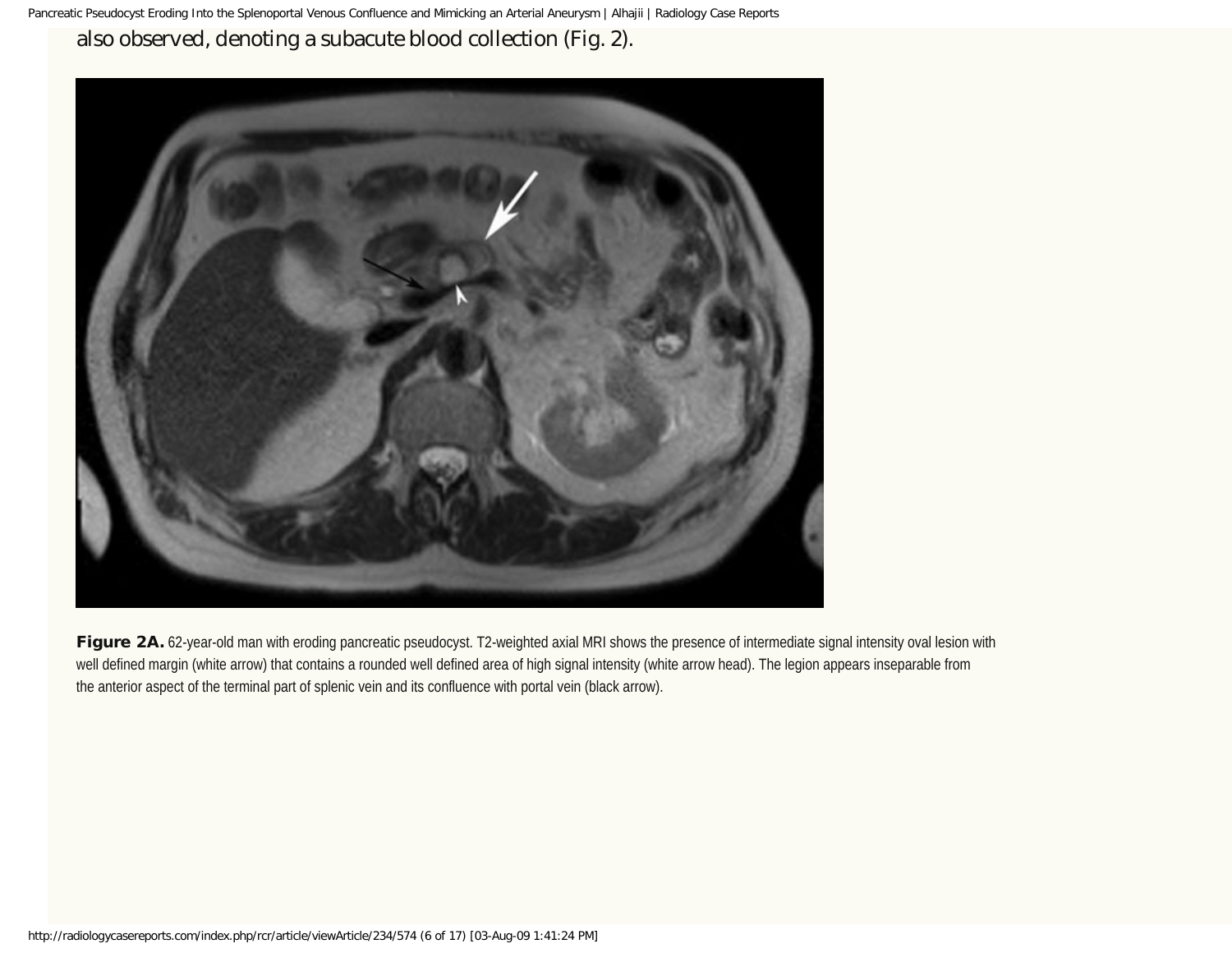also observed, denoting a subacute blood collection (Fig. 2).

**Figure 2A.** 62-year-old man with eroding pancreatic pseudocyst. T2-weighted axial MRI shows the presence of intermediate signal intensity oval lesion with well defined margin (white arrow) that contains a rounded well defined area of high signal intensity (white arrow head). The legion appears inseparable from the anterior aspect of the terminal part of splenic vein and its confluence with portal vein (black arrow).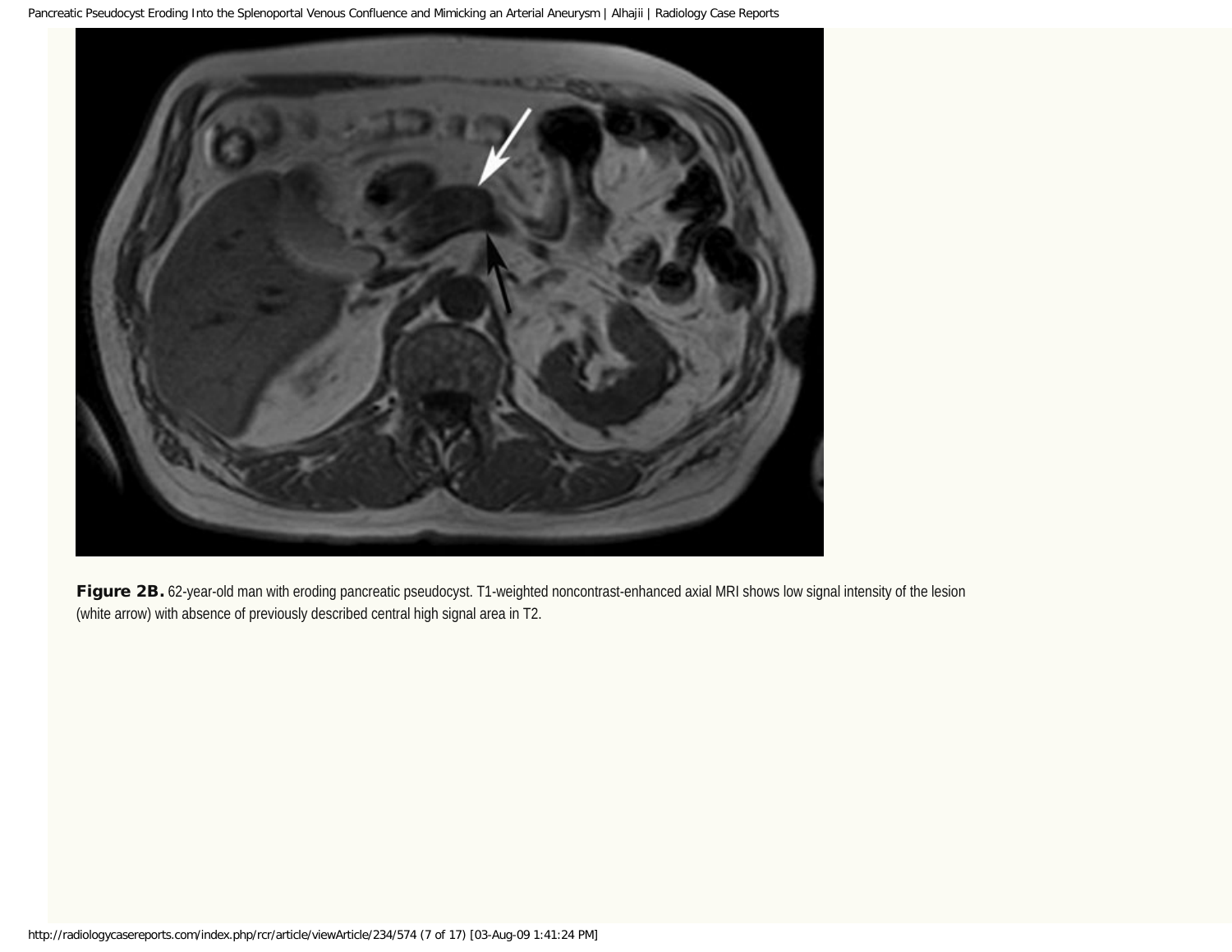**Figure 2B.** 62-year-old man with eroding pancreatic pseudocyst. T1-weighted noncontrast-enhanced axial MRI shows low signal intensity of the lesion (white arrow) with absence of previously described central high signal area in T2.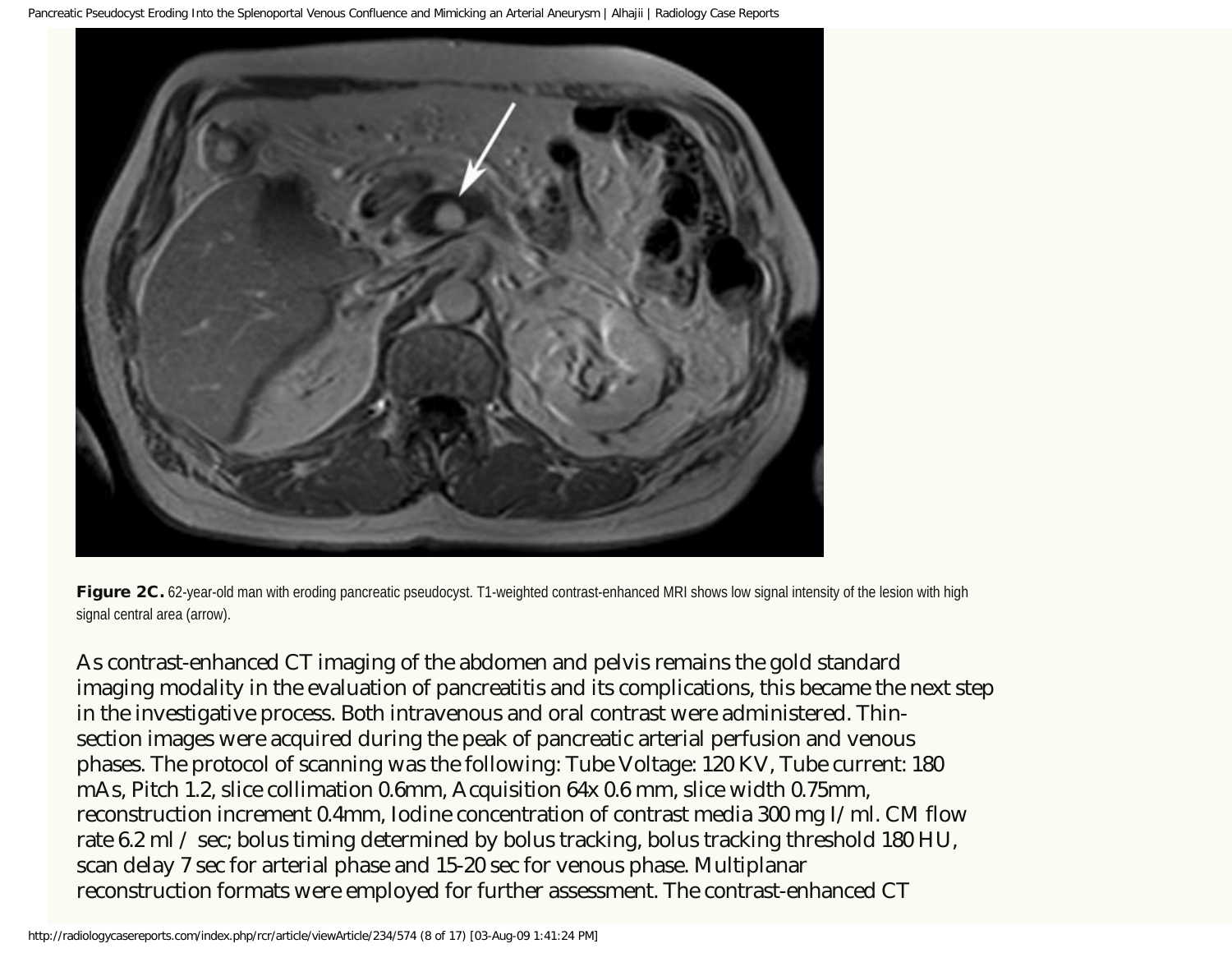**Figure 2C.** 62-year-old man with eroding pancreatic pseudocyst. T1-weighted contrast-enhanced MRI shows low signal intensity of the lesion with high signal central area (arrow).

As contrast-enhanced CT imaging of the abdomen and pelvis remains the gold standard imaging modality in the evaluation of pancreatitis and its complications, this became the next step in the investigative process. Both intravenous and oral contrast were administered. Thin-section images were acquired during the peak of pancreatic arterial perfusion and venous phases. The protocol of scanning was the following: Tube Voltage: 120 KV, Tube current: 180 mAs, Pitch 1.2, slice collimation 0.6mm, Acquisition 64x 0.6 mm, slice width 0.75mm, reconstruction increment 0.4mm, Iodine concentration of contrast media 300 mg I/ml. CM flow rate 6.2 ml / sec; bolus timing determined by bolus tracking, bolus tracking threshold 180 HU, scan delay 7 sec for arterial phase and 15-20 sec for venous phase. Multiplanar reconstruction formats were employed for further assessment. The contrast-enhanced CT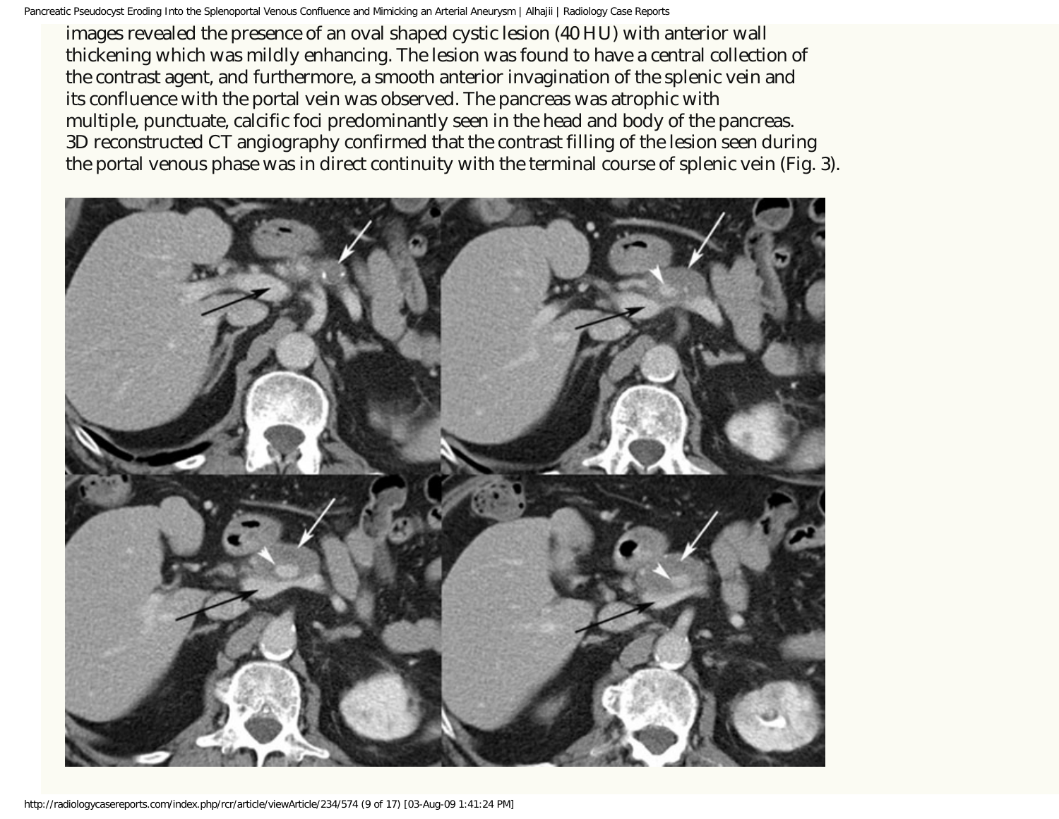images revealed the presence of an oval shaped cystic lesion (40 HU) with anterior wall thickening which was mildly enhancing. The lesion was found to have a central collection of the contrast agent, and furthermore, a smooth anterior invagination of the splenic vein and its confluence with the portal vein was observed. The pancreas was atrophic with multiple, punctuate, calcific foci predominantly seen in the head and body of the pancreas. 3D reconstructed CT angiography confirmed that the contrast filling of the lesion seen during the portal venous phase was in direct continuity with the terminal course of splenic vein (Fig. 3).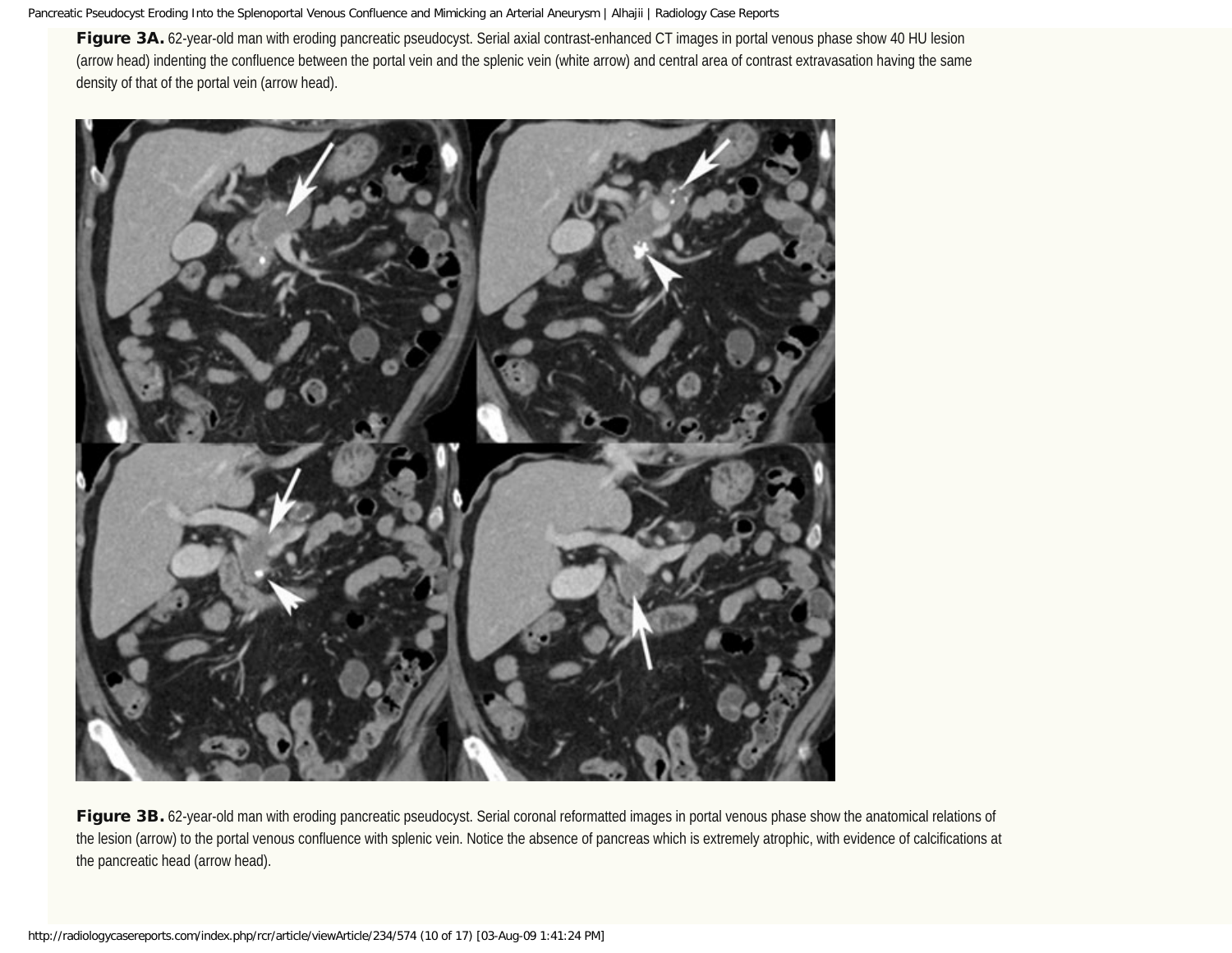**Figure 3A.** 62-year-old man with eroding pancreatic pseudocyst. Serial axial contrast-enhanced CT images in portal venous phase show 40 HU lesion (arrow head) indenting the confluence between the portal vein and the splenic vein (white arrow) and central area of contrast extravasation having the same density of that of the portal vein (arrow head).

**Figure 3B.** 62-year-old man with eroding pancreatic pseudocyst. Serial coronal reformatted images in portal venous phase show the anatomical relations of the lesion (arrow) to the portal venous confluence with splenic vein. Notice the absence of pancreas which is extremely atrophic, with evidence of calcifications at the pancreatic head (arrow head).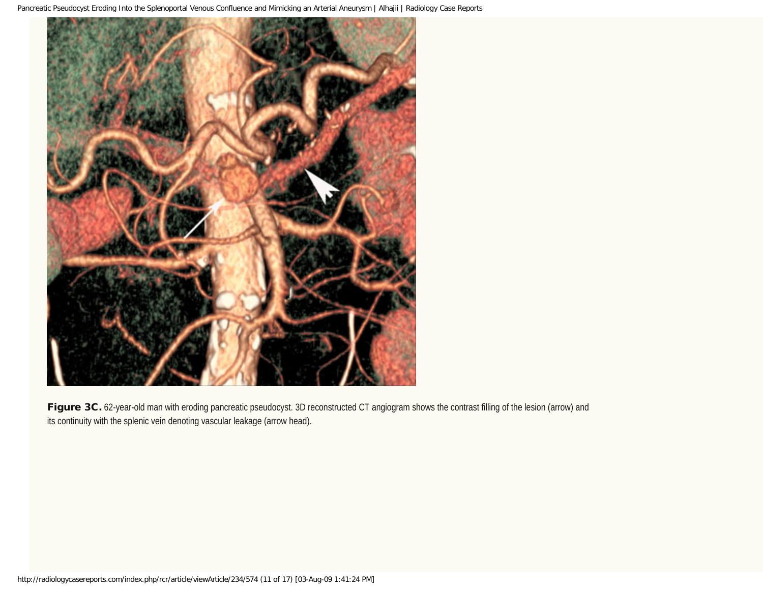**Figure 3C.** 62-year-old man with eroding pancreatic pseudocyst. 3D reconstructed CT angiogram shows the contrast filling of the lesion (arrow) and its continuity with the splenic vein denoting vascular leakage (arrow head).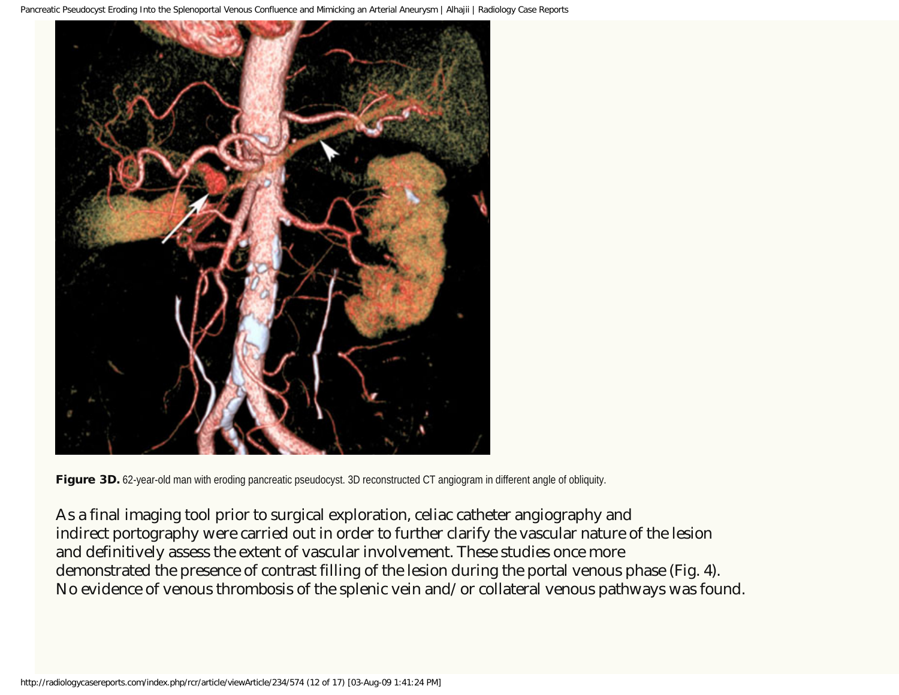**Figure 3D.** 62-year-old man with eroding pancreatic pseudocyst. 3D reconstructed CT angiogram in different angle of obliquity.

As a final imaging tool prior to surgical exploration, celiac catheter angiography and indirect portography were carried out in order to further clarify the vascular nature of the lesion and definitively assess the extent of vascular involvement. These studies once more demonstrated the presence of contrast filling of the lesion during the portal venous phase (Fig. 4). No evidence of venous thrombosis of the splenic vein and/or collateral venous pathways was found.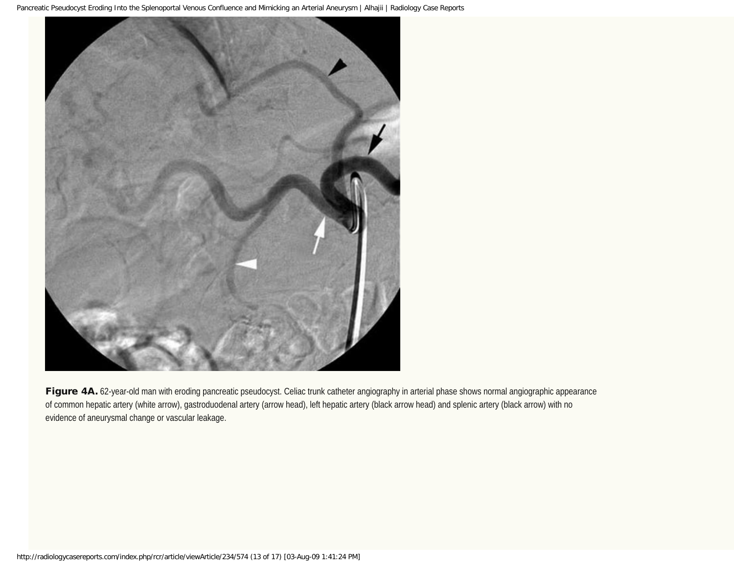**Figure 4A.** 62-year-old man with eroding pancreatic pseudocyst. Celiac trunk catheter angiography in arterial phase shows normal angiographic appearance of common hepatic artery (white arrow), gastroduodenal artery (arrow head), left hepatic artery (black arrow head) and splenic artery (black arrow) with no evidence of aneurysmal change or vascular leakage.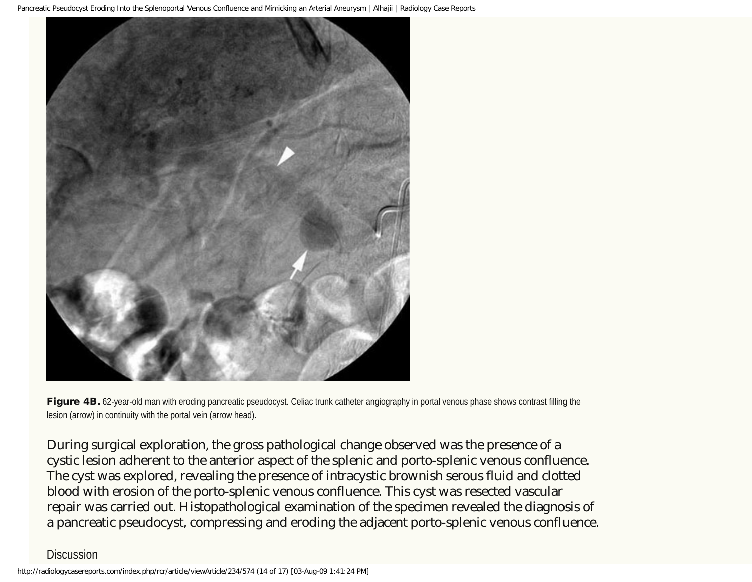**Figure 4B.** 62-year-old man with eroding pancreatic pseudocyst. Celiac trunk catheter angiography in portal venous phase shows contrast filling the lesion (arrow) in continuity with the portal vein (arrow head).

During surgical exploration, the gross pathological change observed was the presence of a cystic lesion adherent to the anterior aspect of the splenic and porto-splenic venous confluence. The cyst was explored, revealing the presence of intracystic brownish serous fluid and clotted blood with erosion of the porto-splenic venous confluence. This cyst was resected vascular repair was carried out. Histopathological examination of the specimen revealed the diagnosis of a pancreatic pseudocyst, compressing and eroding the adjacent porto-splenic venous confluence.

## Discussion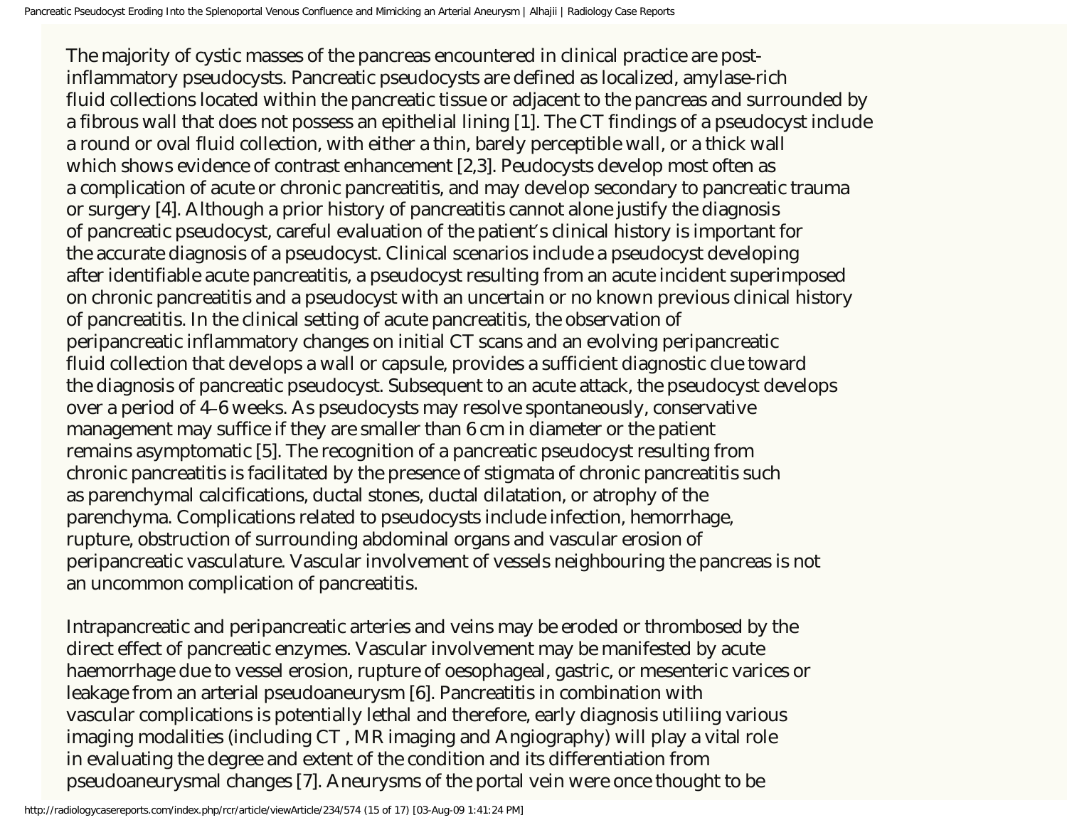The majority of cystic masses of the pancreas encountered in clinical practice are post-inflammatory pseudocysts. Pancreatic pseudocysts are defined as localized, amylase-rich fluid collections located within the pancreatic tissue or adjacent to the pancreas and surrounded by a fibrous wall that does not possess an epithelial lining [1]. The CT findings of a pseudocyst include a round or oval fluid collection, with either a thin, barely perceptible wall, or a thick wall which shows evidence of contrast enhancement [2,3]. Peudocysts develop most often as a complication of acute or chronic pancreatitis, and may develop secondary to pancreatic trauma or surgery [4]. Although a prior history of pancreatitis cannot alone justify the diagnosis of pancreatic pseudocyst, careful evaluation of the patient's clinical history is important for the accurate diagnosis of a pseudocyst. Clinical scenarios include a pseudocyst developing after identifiable acute pancreatitis, a pseudocyst resulting from an acute incident superimposed on chronic pancreatitis and a pseudocyst with an uncertain or no known previous clinical history of pancreatitis. In the clinical setting of acute pancreatitis, the observation of peripancreatic inflammatory changes on initial CT scans and an evolving peripancreatic fluid collection that develops a wall or capsule, provides a sufficient diagnostic clue toward the diagnosis of pancreatic pseudocyst. Subsequent to an acute attack, the pseudocyst develops over a period of 4–6 weeks. As pseudocysts may resolve spontaneously, conservative management may suffice if they are smaller than 6 cm in diameter or the patient remains asymptomatic [5]. The recognition of a pancreatic pseudocyst resulting from chronic pancreatitis is facilitated by the presence of stigmata of chronic pancreatitis such as parenchymal calcifications, ductal stones, ductal dilatation, or atrophy of the parenchyma. Complications related to pseudocysts include infection, hemorrhage, rupture, obstruction of surrounding abdominal organs and vascular erosion of peripancreatic vasculature. Vascular involvement of vessels neighbouring the pancreas is not an uncommon complication of pancreatitis.

Intrapancreatic and peripancreatic arteries and veins may be eroded or thrombosed by the direct effect of pancreatic enzymes. Vascular involvement may be manifested by acute haemorrhage due to vessel erosion, rupture of oesophageal, gastric, or mesenteric varices or leakage from an arterial pseudoaneurysm [6]. Pancreatitis in combination with vascular complications is potentially lethal and therefore, early diagnosis utiliing various imaging modalities (including CT , MR imaging and Angiography) will play a vital role in evaluating the degree and extent of the condition and its differentiation from pseudoaneurysmal changes [7]. Aneurysms of the portal vein were once thought to be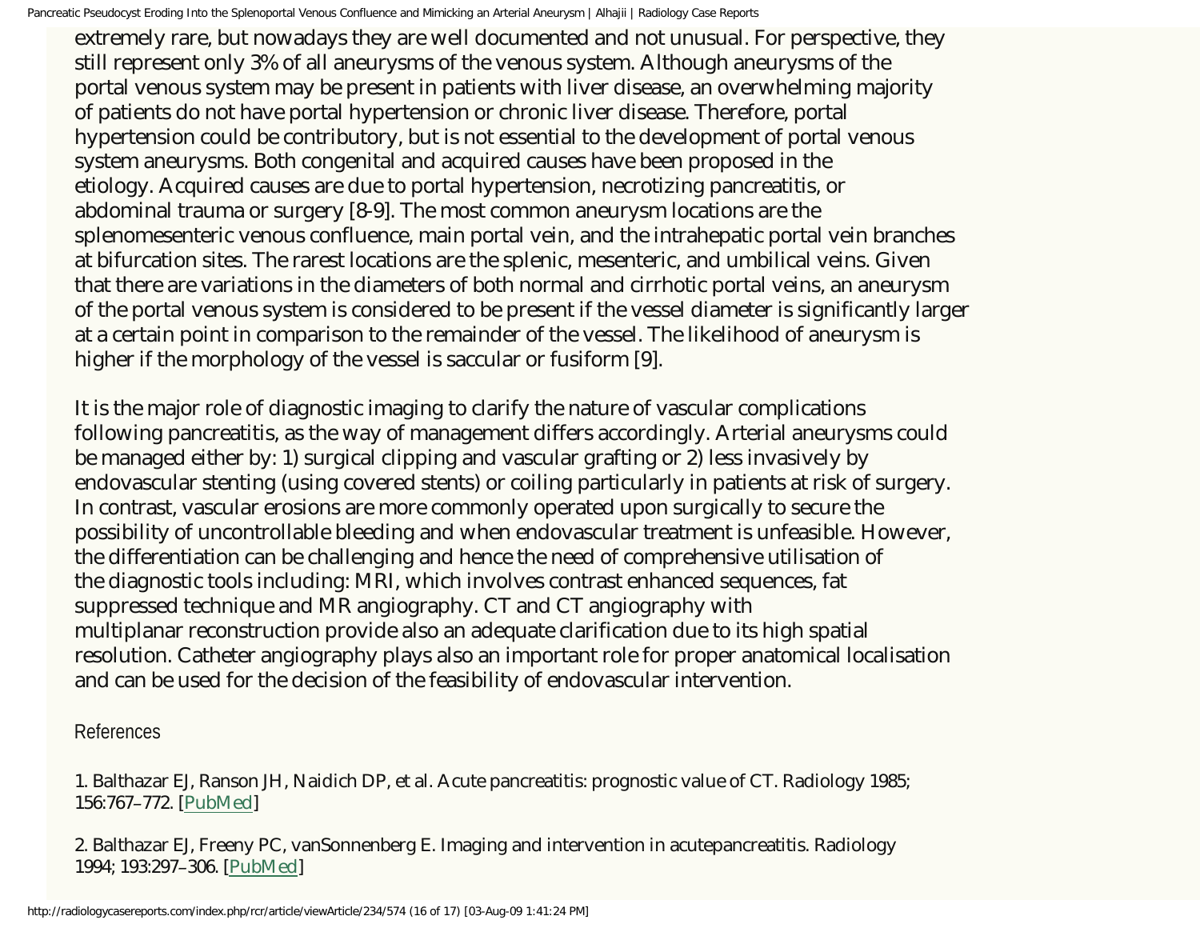extremely rare, but nowadays they are well documented and not unusual. For perspective, they still represent only 3% of all aneurysms of the venous system. Although aneurysms of the portal venous system may be present in patients with liver disease, an overwhelming majority of patients do not have portal hypertension or chronic liver disease. Therefore, portal hypertension could be contributory, but is not essential to the development of portal venous system aneurysms. Both congenital and acquired causes have been proposed in the etiology. Acquired causes are due to portal hypertension, necrotizing pancreatitis, or abdominal trauma or surgery [8-9]. The most common aneurysm locations are the splenomesenteric venous confluence, main portal vein, and the intrahepatic portal vein branches at bifurcation sites. The rarest locations are the splenic, mesenteric, and umbilical veins. Given that there are variations in the diameters of both normal and cirrhotic portal veins, an aneurysm of the portal venous system is considered to be present if the vessel diameter is significantly larger at a certain point in comparison to the remainder of the vessel. The likelihood of aneurysm is higher if the morphology of the vessel is saccular or fusiform [9].

It is the major role of diagnostic imaging to clarify the nature of vascular complications following pancreatitis, as the way of management differs accordingly. Arterial aneurysms could be managed either by: 1) surgical clipping and vascular grafting or 2) less invasively by endovascular stenting (using covered stents) or coiling particularly in patients at risk of surgery. In contrast, vascular erosions are more commonly operated upon surgically to secure the possibility of uncontrollable bleeding and when endovascular treatment is unfeasible. However, the differentiation can be challenging and hence the need of comprehensive utilisation of the diagnostic tools including: MRI, which involves contrast enhanced sequences, fat suppressed technique and MR angiography. CT and CT angiography with multiplanar reconstruction provide also an adequate clarification due to its high spatial resolution. Catheter angiography plays also an important role for proper anatomical localisation and can be used for the decision of the feasibility of endovascular intervention.

## References

1. Balthazar EJ, Ranson JH, Naidich DP, et al. Acute pancreatitis: prognostic value of CT. Radiology 1985; 156:767–772. [PubMed]

2. Balthazar EJ, Freeny PC, vanSonnenberg E. Imaging and intervention in acutepancreatitis. Radiology 1994; 193:297–306. [PubMed]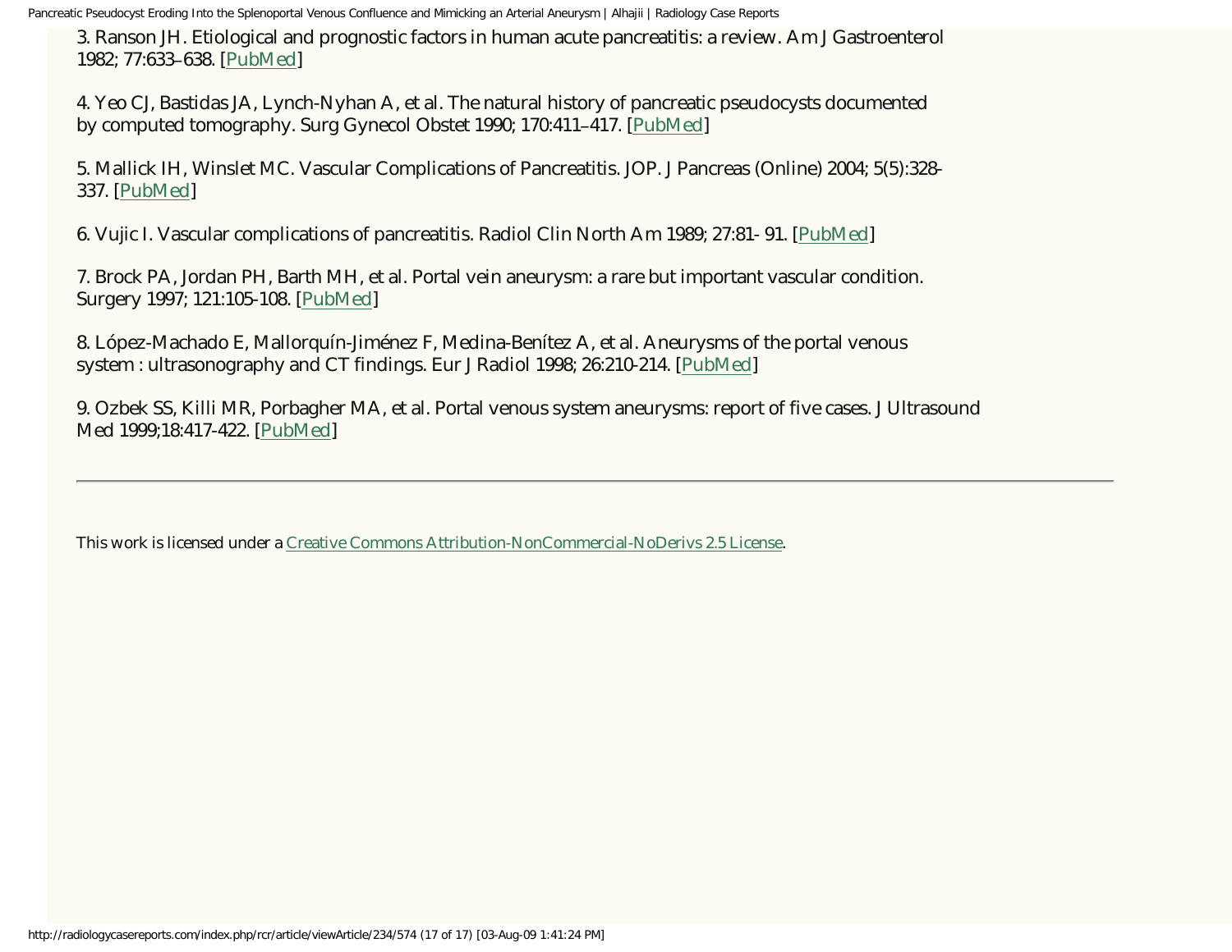3. Ranson JH. Etiological and prognostic factors in human acute pancreatitis: a review. Am J Gastroenterol 1982; 77:633–638. [PubMed]

4. Yeo CJ, Bastidas JA, Lynch-Nyhan A, et al. The natural history of pancreatic pseudocysts documented by computed tomography. Surg Gynecol Obstet 1990; 170:411–417. [PubMed]

5. Mallick IH, Winslet MC. Vascular Complications of Pancreatitis. JOP. J Pancreas (Online) 2004; 5(5):328-337. [PubMed]

6. Vujic I. Vascular complications of pancreatitis. Radiol Clin North Am 1989; 27:81- 91. [PubMed]

7. Brock PA, Jordan PH, Barth MH, et al. Portal vein aneurysm: a rare but important vascular condition. Surgery 1997; 121:105-108. [PubMed]

8. López-Machado E, Mallorquín-Jiménez F, Medina-Benítez A, et al. Aneurysms of the portal venous system : ultrasonography and CT findings. Eur J Radiol 1998; 26:210-214. [PubMed]

9. Ozbek SS, Killi MR, Porbagher MA, et al. Portal venous system aneurysms: report of five cases. J Ultrasound Med 1999;18:417-422. [PubMed]

---

This work is licensed under a Creative Commons Attribution-NonCommercial-NoDerivs 2.5 License.